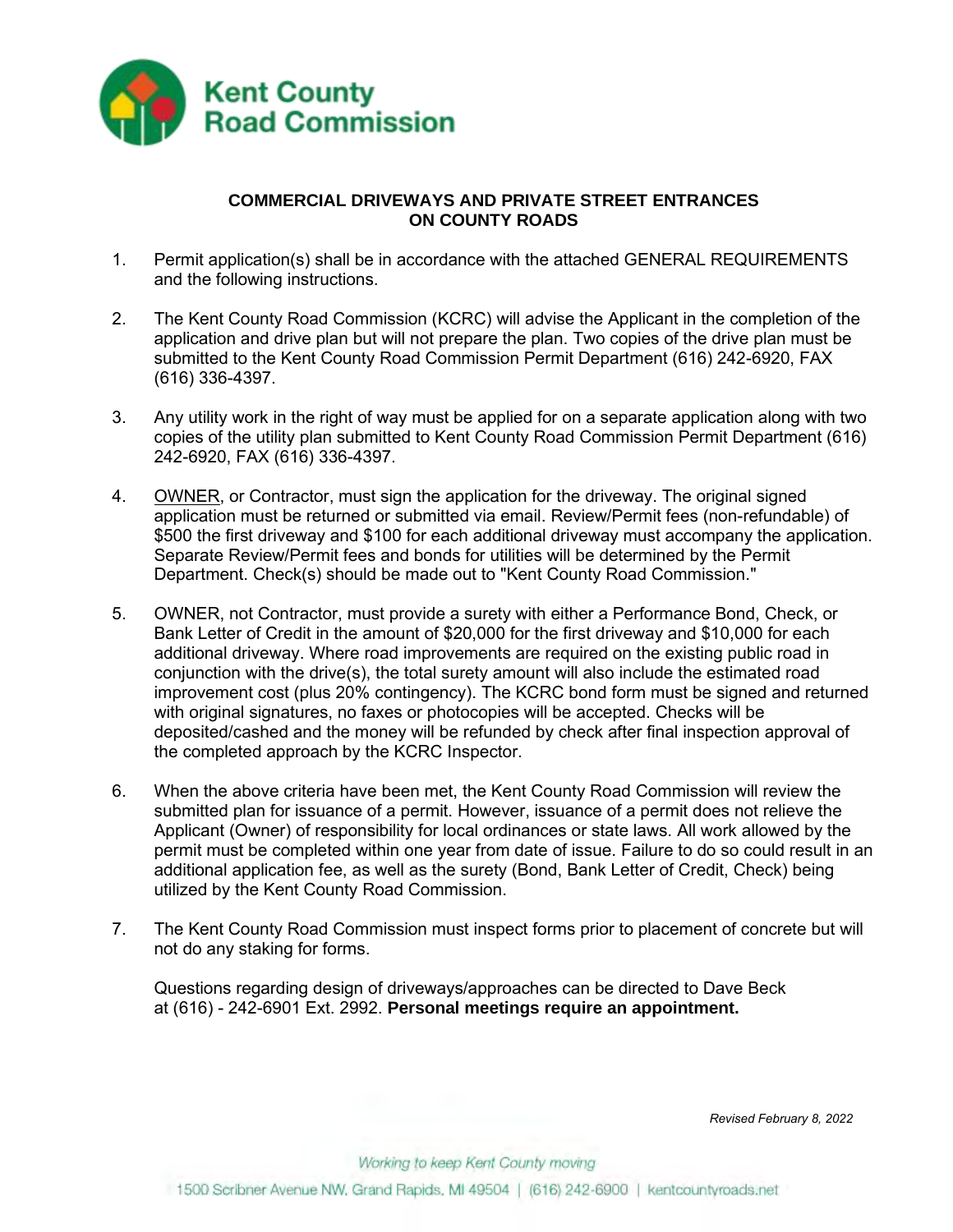Kent County Road Commission

## COMMERCIAL DRIVEWAYS AND PRIVATE STREET ENTRANCES ON COUNTY ROADS

1. Permit application(s) shall be in accordance with the attached GENERAL REQUIREMENTS and the following instructions.

2. The Kent County Road Commission (KCRC) will advise the Applicant in the completion of the application and drive plan but will not prepare the plan. Two copies of the drive plan must be submitted to the Kent County Road Commission Permit Department (616) 242-6920, FAX (616) 336-4397.

3. Any utility work in the right of way must be applied for on a separate application along with two copies of the utility plan submitted to Kent County Road Commission Permit Department (616) 242-6920, FAX (616) 336-4397.

4. <u>OWNER</u>, or Contractor, must sign the application for the driveway. The original signed application must be returned or submitted via email. Review/Permit fees (non-refundable) of $500 the first driveway and $100 for each additional driveway must accompany the application. Separate Review/Permit fees and bonds for utilities will be determined by the Permit Department. Check(s) should be made out to "Kent County Road Commission."

5. OWNER, not Contractor, must provide a surety with either a Performance Bond, Check, or Bank Letter of Credit in the amount of $20,000 for the first driveway and $10,000 for each additional driveway. Where road improvements are required on the existing public road in conjunction with the drive(s), the total surety amount will also include the estimated road improvement cost (plus 20% contingency). The KCRC bond form must be signed and returned with original signatures, no faxes or photocopies will be accepted. Checks will be deposited/cashed and the money will be refunded by check after final inspection approval of the completed approach by the KCRC Inspector.

6. When the above criteria have been met, the Kent County Road Commission will review the submitted plan for issuance of a permit. However, issuance of a permit does not relieve the Applicant (Owner) of responsibility for local ordinances or state laws. All work allowed by the permit must be completed within one year from date of issue. Failure to do so could result in an additional application fee, as well as the surety (Bond, Bank Letter of Credit, Check) being utilized by the Kent County Road Commission.

7. The Kent County Road Commission must inspect forms prior to placement of concrete but will not do any staking for forms.

Questions regarding design of driveways/approaches can be directed to Dave Beck at (616) - 242-6901 Ext. 2992. **Personal meetings require an appointment.**

*Revised February 8, 2022*

*Working to keep Kent County moving*

1500 Scribner Avenue NW, Grand Rapids, MI 49504 | (616) 242-6900 | kentcountyroads.net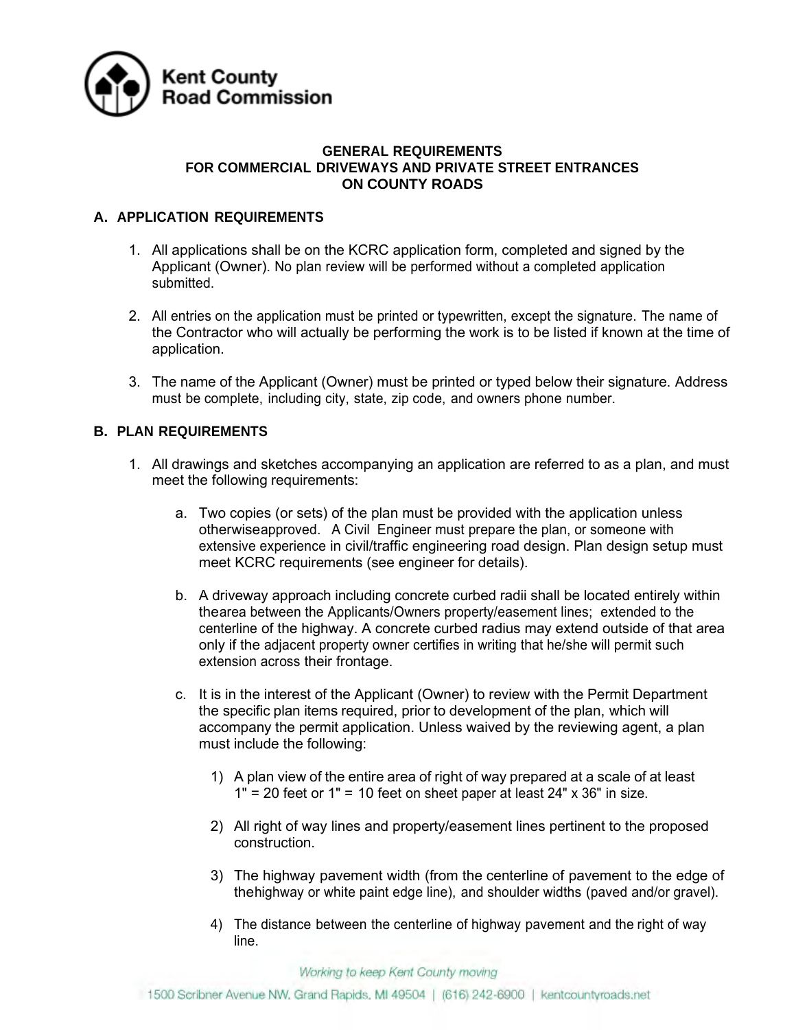Kent County Road Commission

**GENERAL REQUIREMENTS**
**FOR COMMERCIAL DRIVEWAYS AND PRIVATE STREET ENTRANCES**
**ON COUNTY ROADS**

## A. APPLICATION REQUIREMENTS

1. All applications shall be on the KCRC application form, completed and signed by the Applicant (Owner). No plan review will be performed without a completed application submitted.

2. All entries on the application must be printed or typewritten, except the signature. The name of the Contractor who will actually be performing the work is to be listed if known at the time of application.

3. The name of the Applicant (Owner) must be printed or typed below their signature. Address must be complete, including city, state, zip code, and owners phone number.

## B. PLAN REQUIREMENTS

1. All drawings and sketches accompanying an application are referred to as a plan, and must meet the following requirements:

   a. Two copies (or sets) of the plan must be provided with the application unless otherwiseapproved. A Civil Engineer must prepare the plan, or someone with extensive experience in civil/traffic engineering road design. Plan design setup must meet KCRC requirements (see engineer for details).

   b. A driveway approach including concrete curbed radii shall be located entirely within thearea between the Applicants/Owners property/easement lines; extended to the centerline of the highway. A concrete curbed radius may extend outside of that area only if the adjacent property owner certifies in writing that he/she will permit such extension across their frontage.

   c. It is in the interest of the Applicant (Owner) to review with the Permit Department the specific plan items required, prior to development of the plan, which will accompany the permit application. Unless waived by the reviewing agent, a plan must include the following:

      1) A plan view of the entire area of right of way prepared at a scale of at least 1" = 20 feet or 1" = 10 feet on sheet paper at least 24" x 36" in size.

      2) All right of way lines and property/easement lines pertinent to the proposed construction.

      3) The highway pavement width (from the centerline of pavement to the edge of thehighway or white paint edge line), and shoulder widths (paved and/or gravel).

      4) The distance between the centerline of highway pavement and the right of way line.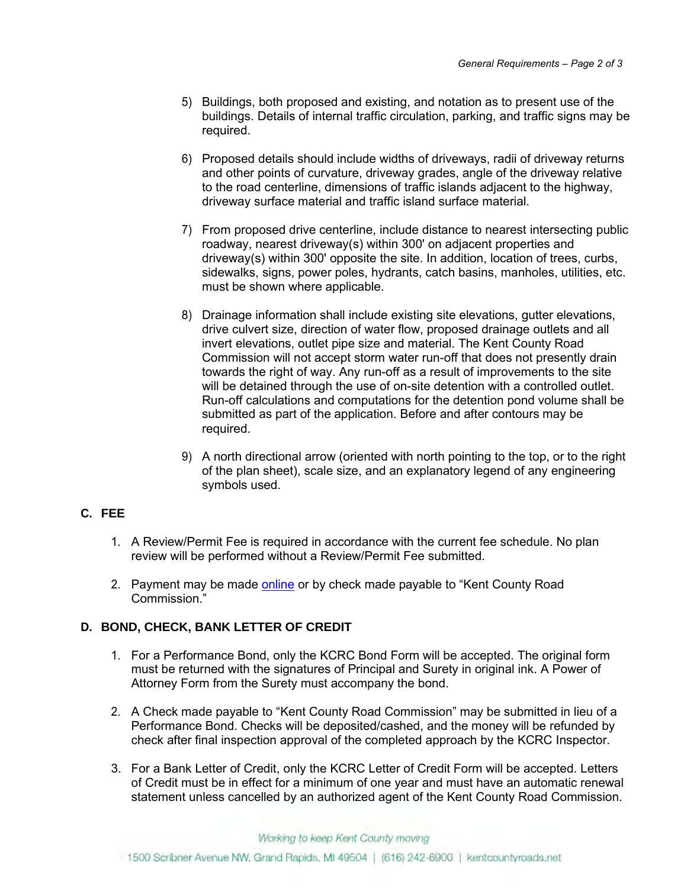5) Buildings, both proposed and existing, and notation as to present use of the buildings. Details of internal traffic circulation, parking, and traffic signs may be required.

6) Proposed details should include widths of driveways, radii of driveway returns and other points of curvature, driveway grades, angle of the driveway relative to the road centerline, dimensions of traffic islands adjacent to the highway, driveway surface material and traffic island surface material.

7) From proposed drive centerline, include distance to nearest intersecting public roadway, nearest driveway(s) within 300' on adjacent properties and driveway(s) within 300' opposite the site. In addition, location of trees, curbs, sidewalks, signs, power poles, hydrants, catch basins, manholes, utilities, etc. must be shown where applicable.

8) Drainage information shall include existing site elevations, gutter elevations, drive culvert size, direction of water flow, proposed drainage outlets and all invert elevations, outlet pipe size and material. The Kent County Road Commission will not accept storm water run-off that does not presently drain towards the right of way. Any run-off as a result of improvements to the site will be detained through the use of on-site detention with a controlled outlet. Run-off calculations and computations for the detention pond volume shall be submitted as part of the application. Before and after contours may be required.

9) A north directional arrow (oriented with north pointing to the top, or to the right of the plan sheet), scale size, and an explanatory legend of any engineering symbols used.

## C. FEE

1. A Review/Permit Fee is required in accordance with the current fee schedule. No plan review will be performed without a Review/Permit Fee submitted.

2. Payment may be made online or by check made payable to "Kent County Road Commission."

## D. BOND, CHECK, BANK LETTER OF CREDIT

1. For a Performance Bond, only the KCRC Bond Form will be accepted. The original form must be returned with the signatures of Principal and Surety in original ink. A Power of Attorney Form from the Surety must accompany the bond.

2. A Check made payable to "Kent County Road Commission" may be submitted in lieu of a Performance Bond. Checks will be deposited/cashed, and the money will be refunded by check after final inspection approval of the completed approach by the KCRC Inspector.

3. For a Bank Letter of Credit, only the KCRC Letter of Credit Form will be accepted. Letters of Credit must be in effect for a minimum of one year and must have an automatic renewal statement unless cancelled by an authorized agent of the Kent County Road Commission.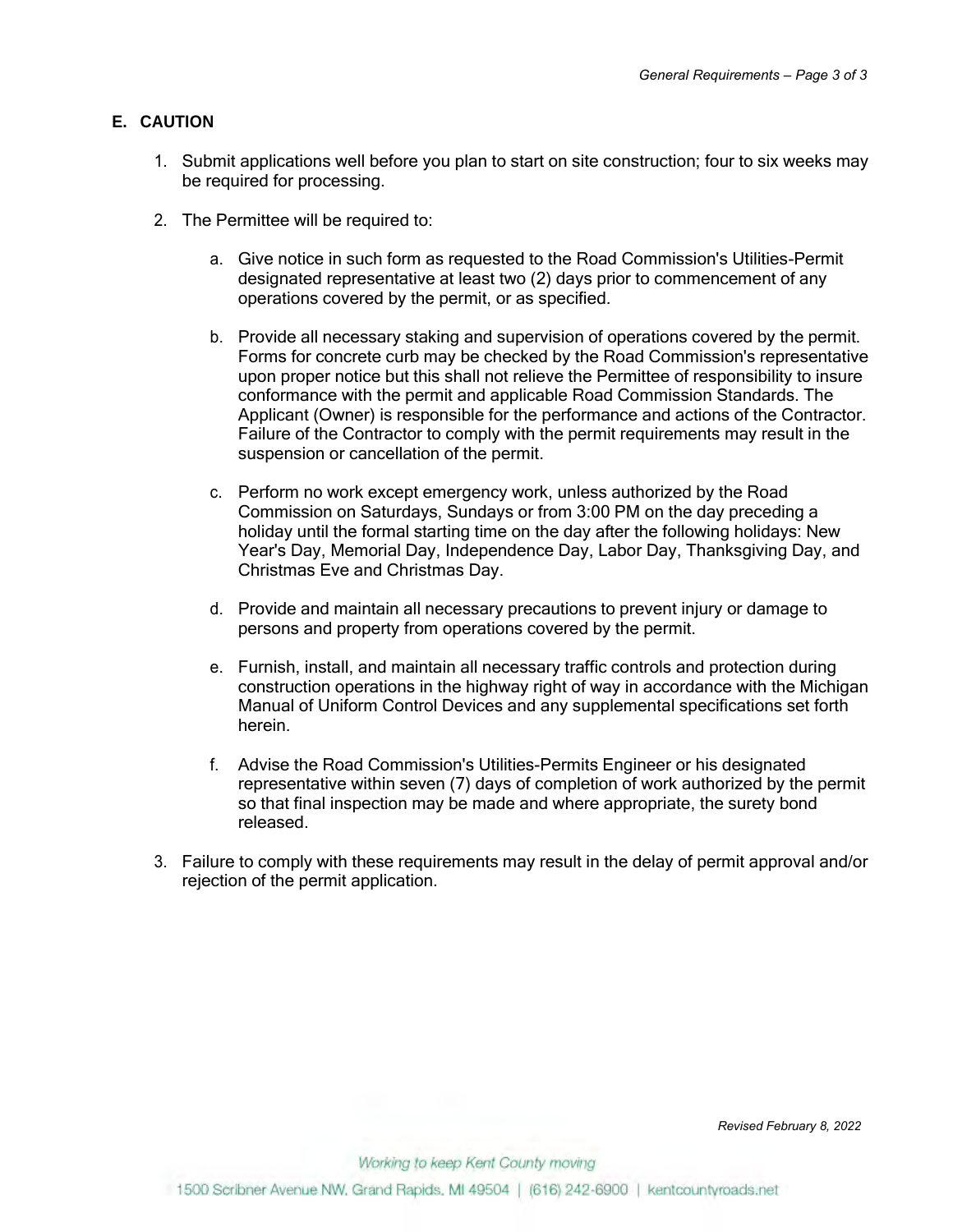## E. CAUTION

1. Submit applications well before you plan to start on site construction; four to six weeks may be required for processing.

2. The Permittee will be required to:

   a. Give notice in such form as requested to the Road Commission's Utilities-Permit designated representative at least two (2) days prior to commencement of any operations covered by the permit, or as specified.

   b. Provide all necessary staking and supervision of operations covered by the permit. Forms for concrete curb may be checked by the Road Commission's representative upon proper notice but this shall not relieve the Permittee of responsibility to insure conformance with the permit and applicable Road Commission Standards. The Applicant (Owner) is responsible for the performance and actions of the Contractor. Failure of the Contractor to comply with the permit requirements may result in the suspension or cancellation of the permit.

   c. Perform no work except emergency work, unless authorized by the Road Commission on Saturdays, Sundays or from 3:00 PM on the day preceding a holiday until the formal starting time on the day after the following holidays: New Year's Day, Memorial Day, Independence Day, Labor Day, Thanksgiving Day, and Christmas Eve and Christmas Day.

   d. Provide and maintain all necessary precautions to prevent injury or damage to persons and property from operations covered by the permit.

   e. Furnish, install, and maintain all necessary traffic controls and protection during construction operations in the highway right of way in accordance with the Michigan Manual of Uniform Control Devices and any supplemental specifications set forth herein.

   f. Advise the Road Commission's Utilities-Permits Engineer or his designated representative within seven (7) days of completion of work authorized by the permit so that final inspection may be made and where appropriate, the surety bond released.

3. Failure to comply with these requirements may result in the delay of permit approval and/or rejection of the permit application.

*Revised February 8, 2022*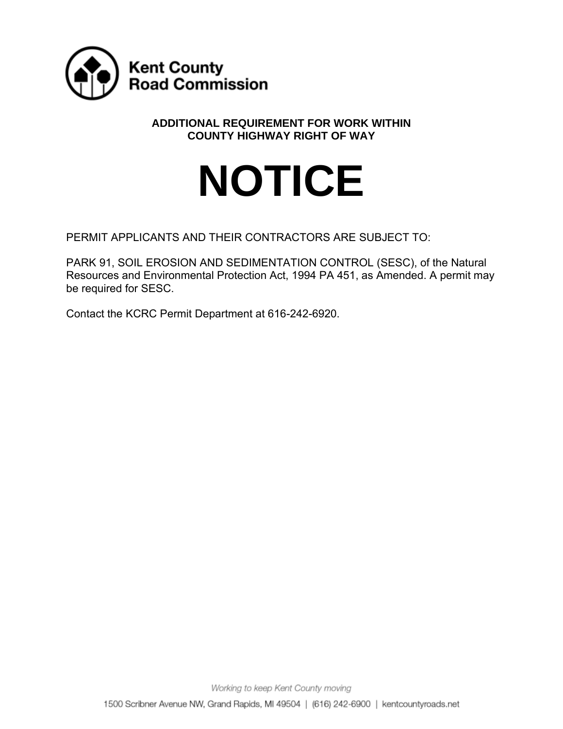Kent County Road Commission

**ADDITIONAL REQUIREMENT FOR WORK WITHIN COUNTY HIGHWAY RIGHT OF WAY**

# NOTICE

PERMIT APPLICANTS AND THEIR CONTRACTORS ARE SUBJECT TO:

PARK 91, SOIL EROSION AND SEDIMENTATION CONTROL (SESC), of the Natural Resources and Environmental Protection Act, 1994 PA 451, as Amended. A permit may be required for SESC.

Contact the KCRC Permit Department at 616-242-6920.

*Working to keep Kent County moving*

1500 Scribner Avenue NW, Grand Rapids, MI 49504 | (616) 242-6900 | kentcountyroads.net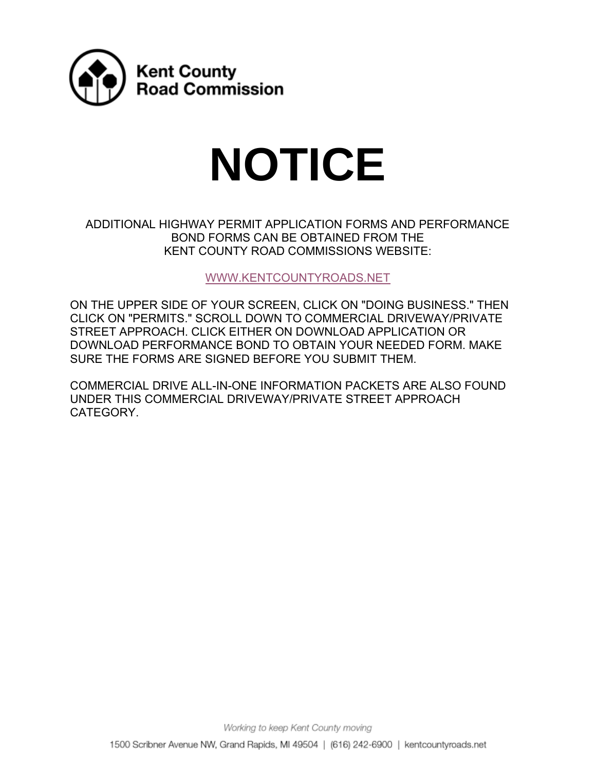Kent County
Road Commission

# NOTICE

ADDITIONAL HIGHWAY PERMIT APPLICATION FORMS AND PERFORMANCE BOND FORMS CAN BE OBTAINED FROM THE KENT COUNTY ROAD COMMISSIONS WEBSITE:

WWW.KENTCOUNTYROADS.NET

ON THE UPPER SIDE OF YOUR SCREEN, CLICK ON "DOING BUSINESS." THEN CLICK ON "PERMITS." SCROLL DOWN TO COMMERCIAL DRIVEWAY/PRIVATE STREET APPROACH. CLICK EITHER ON DOWNLOAD APPLICATION OR DOWNLOAD PERFORMANCE BOND TO OBTAIN YOUR NEEDED FORM. MAKE SURE THE FORMS ARE SIGNED BEFORE YOU SUBMIT THEM.

COMMERCIAL DRIVE ALL-IN-ONE INFORMATION PACKETS ARE ALSO FOUND UNDER THIS COMMERCIAL DRIVEWAY/PRIVATE STREET APPROACH CATEGORY.

*Working to keep Kent County moving*

1500 Scribner Avenue NW, Grand Rapids, MI 49504 | (616) 242-6900 | kentcountyroads.net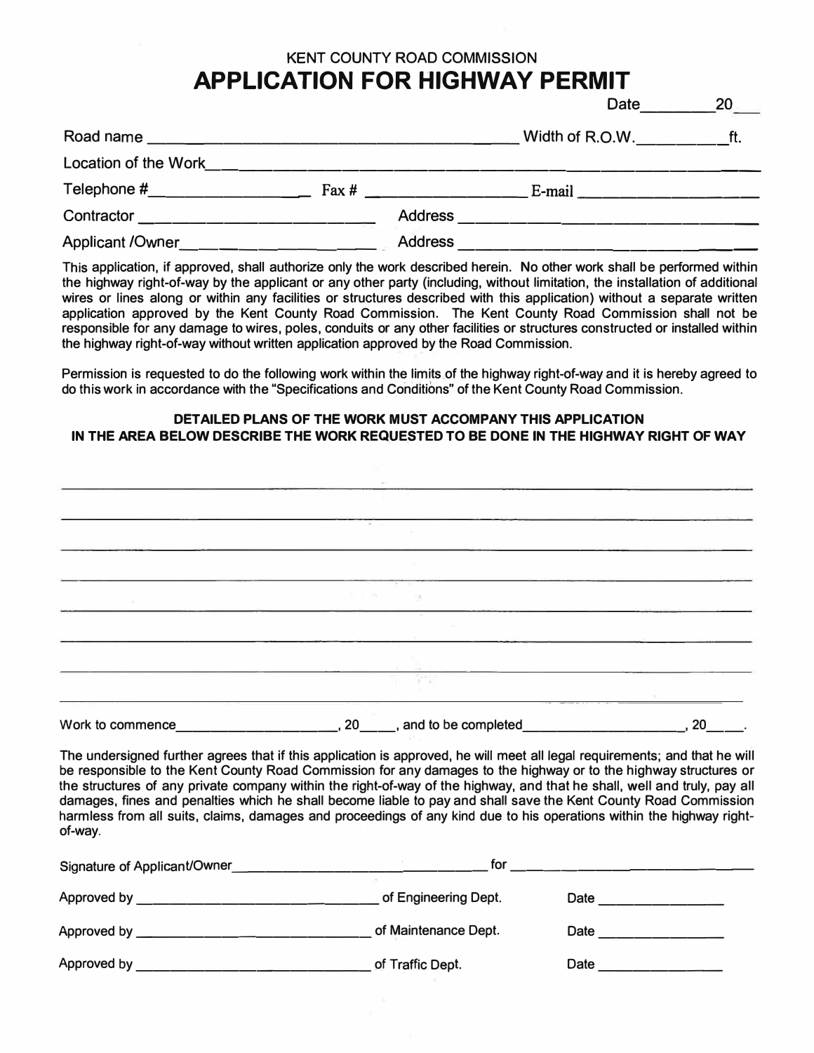KENT COUNTY ROAD COMMISSION

# APPLICATION FOR HIGHWAY PERMIT

Date__________ 20___

Road name ______________________________________ Width of R.O.W.__________ft.

Location of the Work______________________________________________________________

Telephone #__________________ Fax # ____________________ E-mail ______________________

Contractor ____________________________ Address ______________________________________

Applicant /Owner_______________________ Address ______________________________________

This application, if approved, shall authorize only the work described herein. No other work shall be performed within the highway right-of-way by the applicant or any other party (including, without limitation, the installation of additional wires or lines along or within any facilities or structures described with this application) without a separate written application approved by the Kent County Road Commission. The Kent County Road Commission shall not be responsible for any damage to wires, poles, conduits or any other facilities or structures constructed or installed within the highway right-of-way without written application approved by the Road Commission.

Permission is requested to do the following work within the limits of the highway right-of-way and it is hereby agreed to do this work in accordance with the "Specifications and Conditions" of the Kent County Road Commission.

**DETAILED PLANS OF THE WORK MUST ACCOMPANY THIS APPLICATION**
**IN THE AREA BELOW DESCRIBE THE WORK REQUESTED TO BE DONE IN THE HIGHWAY RIGHT OF WAY**

______________________________________________________________________________________

______________________________________________________________________________________

______________________________________________________________________________________

______________________________________________________________________________________

______________________________________________________________________________________

______________________________________________________________________________________

______________________________________________________________________________________

______________________________________________________________________________________

Work to commence______________________, 20_____, and to be completed______________________, 20_____.

The undersigned further agrees that if this application is approved, he will meet all legal requirements; and that he will be responsible to the Kent County Road Commission for any damages to the highway or to the highway structures or the structures of any private company within the right-of-way of the highway, and that he shall, well and truly, pay all damages, fines and penalties which he shall become liable to pay and shall save the Kent County Road Commission harmless from all suits, claims, damages and proceedings of any kind due to his operations within the highway right-of-way.

Signature of Applicant/Owner____________________________________ for ________________________________

Approved by ________________________________ of Engineering Dept. Date __________________

Approved by ________________________________ of Maintenance Dept. Date __________________

Approved by ________________________________ of Traffic Dept. Date __________________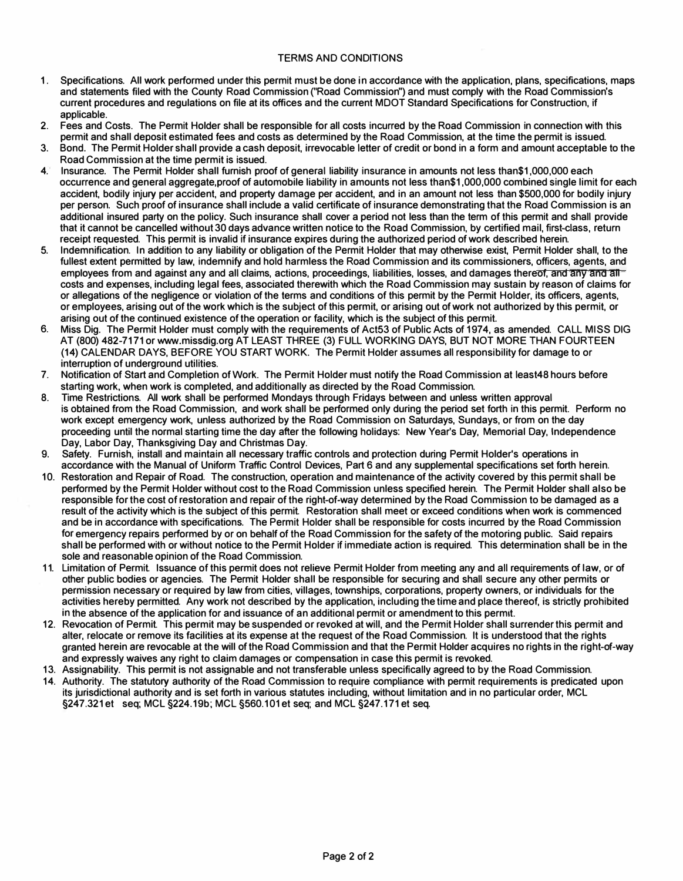# TERMS AND CONDITIONS

1. Specifications. All work performed under this permit must be done in accordance with the application, plans, specifications, maps and statements filed with the County Road Commission ("Road Commission") and must comply with the Road Commission's current procedures and regulations on file at its offices and the current MDOT Standard Specifications for Construction, if applicable.
2. Fees and Costs. The Permit Holder shall be responsible for all costs incurred by the Road Commission in connection with this permit and shall deposit estimated fees and costs as determined by the Road Commission, at the time the permit is issued.
3. Bond. The Permit Holder shall provide a cash deposit, irrevocable letter of credit or bond in a form and amount acceptable to the Road Commission at the time permit is issued.
4. Insurance. The Permit Holder shall furnish proof of general liability insurance in amounts not less than$1,000,000 each occurrence and general aggregate,proof of automobile liability in amounts not less than$1,000,000 combined single limit for each accident, bodily injury per accident, and property damage per accident, and in an amount not less than $500,000 for bodily injury per person. Such proof of insurance shall include a valid certificate of insurance demonstrating that the Road Commission is an additional insured party on the policy. Such insurance shall cover a period not less than the term of this permit and shall provide that it cannot be cancelled without 30 days advance written notice to the Road Commission, by certified mail, first-class, return receipt requested. This permit is invalid if insurance expires during the authorized period of work described herein.
5. Indemnification. In addition to any liability or obligation of the Permit Holder that may otherwise exist, Permit Holder shall, to the fullest extent permitted by law, indemnify and hold harmless the Road Commission and its commissioners, officers, agents, and employees from and against any and all claims, actions, proceedings, liabilities, losses, and damages thereof, and any and all costs and expenses, including legal fees, associated therewith which the Road Commission may sustain by reason of claims for or allegations of the negligence or violation of the terms and conditions of this permit by the Permit Holder, its officers, agents, or employees, arising out of the work which is the subject of this permit, or arising out of work not authorized by this permit, or arising out of the continued existence of the operation or facility, which is the subject of this permit.
6. Miss Dig. The Permit Holder must comply with the requirements of Act53 of Public Acts of 1974, as amended. CALL MISS DIG AT (800) 482-7171 or www.missdig.org AT LEAST THREE (3) FULL WORKING DAYS, BUT NOT MORE THAN FOURTEEN (14) CALENDAR DAYS, BEFORE YOU START WORK. The Permit Holder assumes all responsibility for damage to or interruption of underground utilities.
7. Notification of Start and Completion of Work. The Permit Holder must notify the Road Commission at least48 hours before starting work, when work is completed, and additionally as directed by the Road Commission.
8. Time Restrictions. All work shall be performed Mondays through Fridays between and unless written approval is obtained from the Road Commission, and work shall be performed only during the period set forth in this permit. Perform no work except emergency work, unless authorized by the Road Commission on Saturdays, Sundays, or from on the day proceeding until the normal starting time the day after the following holidays: New Year's Day, Memorial Day, Independence Day, Labor Day, Thanksgiving Day and Christmas Day.
9. Safety. Furnish, install and maintain all necessary traffic controls and protection during Permit Holder's operations in accordance with the Manual of Uniform Traffic Control Devices, Part 6 and any supplemental specifications set forth herein.
10. Restoration and Repair of Road. The construction, operation and maintenance of the activity covered by this permit shall be performed by the Permit Holder without cost to the Road Commission unless specified herein. The Permit Holder shall also be responsible for the cost of restoration and repair of the right-of-way determined by the Road Commission to be damaged as a result of the activity which is the subject of this permit. Restoration shall meet or exceed conditions when work is commenced and be in accordance with specifications. The Permit Holder shall be responsible for costs incurred by the Road Commission for emergency repairs performed by or on behalf of the Road Commission for the safety of the motoring public. Said repairs shall be performed with or without notice to the Permit Holder if immediate action is required. This determination shall be in the sole and reasonable opinion of the Road Commission.
11. Limitation of Permit. Issuance of this permit does not relieve Permit Holder from meeting any and all requirements of law, or of other public bodies or agencies. The Permit Holder shall be responsible for securing and shall secure any other permits or permission necessary or required by law from cities, villages, townships, corporations, property owners, or individuals for the activities hereby permitted. Any work not described by the application, including the time and place thereof, is strictly prohibited in the absence of the application for and issuance of an additional permit or amendment to this permit.
12. Revocation of Permit. This permit may be suspended or revoked at will, and the Permit Holder shall surrender this permit and alter, relocate or remove its facilities at its expense at the request of the Road Commission. It is understood that the rights granted herein are revocable at the will of the Road Commission and that the Permit Holder acquires no rights in the right-of-way and expressly waives any right to claim damages or compensation in case this permit is revoked.
13. Assignability. This permit is not assignable and not transferable unless specifically agreed to by the Road Commission.
14. Authority. The statutory authority of the Road Commission to require compliance with permit requirements is predicated upon its jurisdictional authority and is set forth in various statutes including, without limitation and in no particular order, MCL §247.321 et seq; MCL §224.19b; MCL §560.101 et seq; and MCL §247.171 et seq.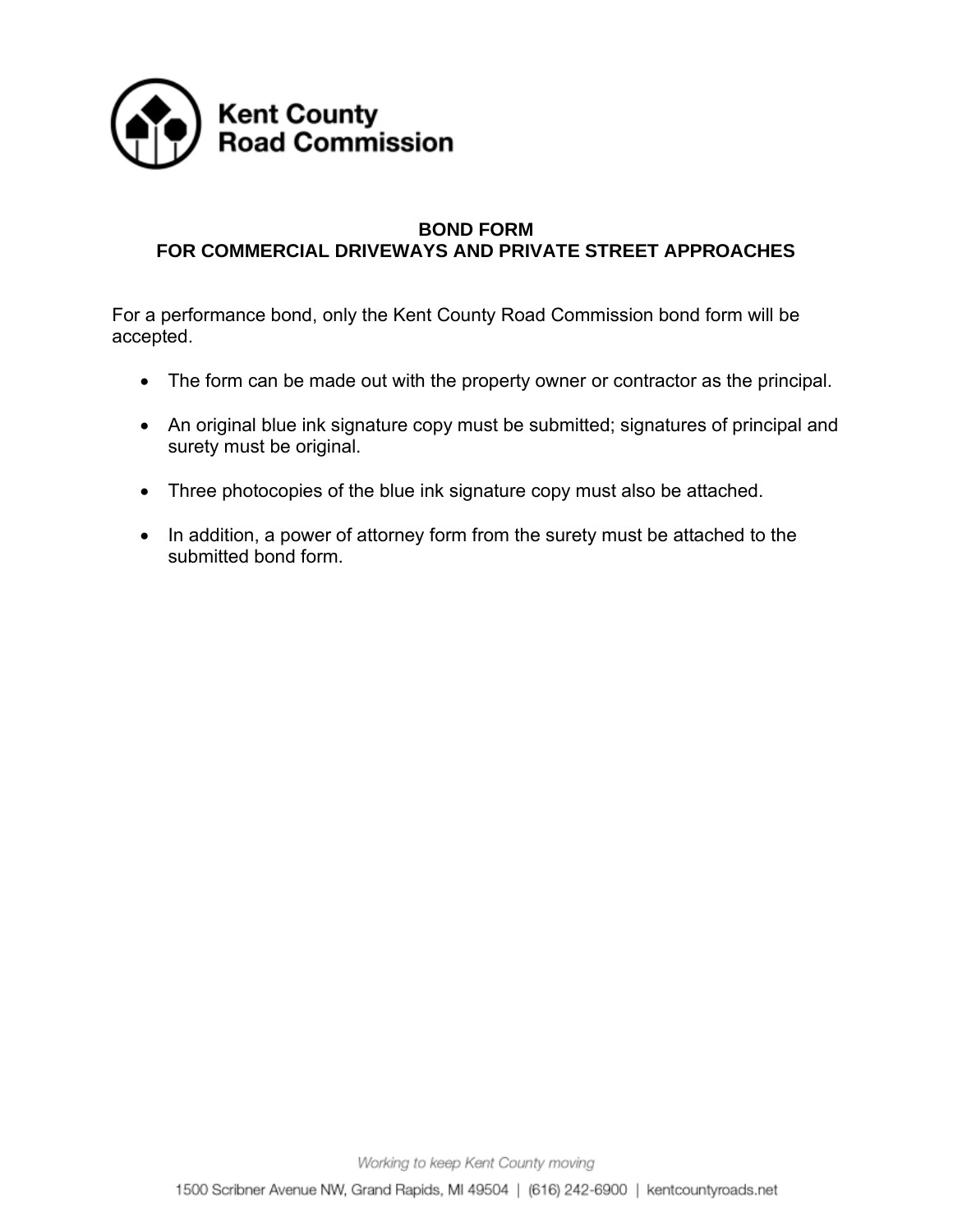Kent County
Road Commission

## BOND FORM
## FOR COMMERCIAL DRIVEWAYS AND PRIVATE STREET APPROACHES

For a performance bond, only the Kent County Road Commission bond form will be accepted.

- The form can be made out with the property owner or contractor as the principal.
- An original blue ink signature copy must be submitted; signatures of principal and surety must be original.
- Three photocopies of the blue ink signature copy must also be attached.
- In addition, a power of attorney form from the surety must be attached to the submitted bond form.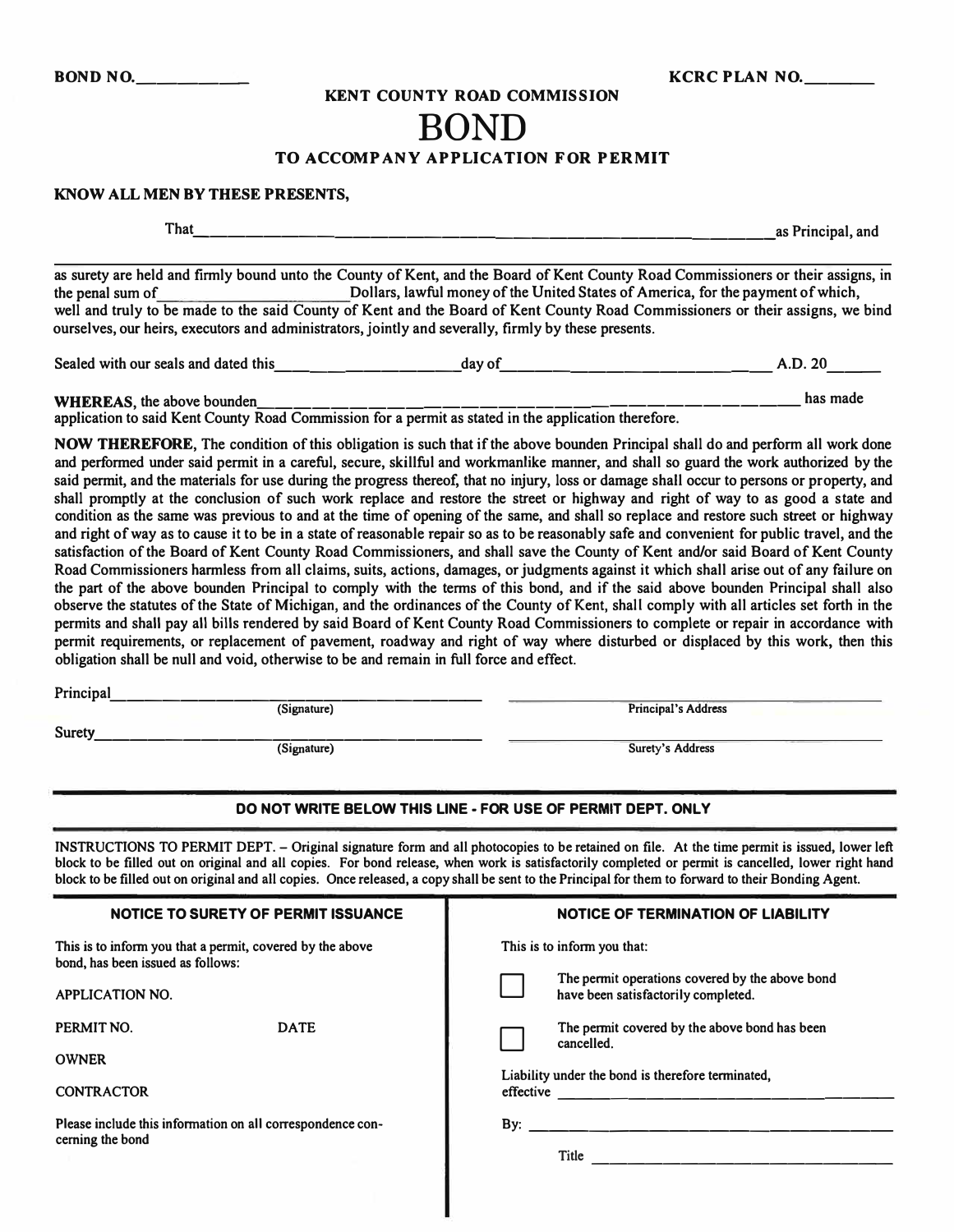**BOND NO.\_\_\_\_\_\_\_\_\_\_\_\_** **KCRC PLAN NO.\_\_\_\_\_\_\_\_**

## KENT COUNTY ROAD COMMISSION

# BOND

### TO ACCOMPANY APPLICATION FOR PERMIT

**KNOW ALL MEN BY THESE PRESENTS,**

That\_\_\_\_\_\_\_\_\_\_\_\_\_\_\_\_\_\_\_\_\_\_\_\_\_\_\_\_\_\_\_\_\_\_\_\_\_\_\_\_\_\_\_\_\_\_\_\_\_\_\_\_\_\_\_\_\_\_\_\_as Principal, and

\_\_\_\_\_\_\_\_\_\_\_\_\_\_\_\_\_\_\_\_\_\_\_\_\_\_\_\_\_\_\_\_\_\_\_\_\_\_\_\_\_\_\_\_\_\_\_\_\_\_\_\_\_\_\_\_\_\_\_\_\_\_\_\_\_\_\_\_\_\_\_\_

as surety are held and firmly bound unto the County of Kent, and the Board of Kent County Road Commissioners or their assigns, in the penal sum of\_\_\_\_\_\_\_\_\_\_\_\_\_\_\_\_\_\_\_\_\_\_ Dollars, lawful money of the United States of America, for the payment of which, well and truly to be made to the said County of Kent and the Board of Kent County Road Commissioners or their assigns, we bind ourselves, our heirs, executors and administrators, jointly and severally, firmly by these presents.

Sealed with our seals and dated this\_\_\_\_\_\_\_\_\_\_\_\_\_\_\_\_\_\_\_\_day of\_\_\_\_\_\_\_\_\_\_\_\_\_\_\_\_\_\_\_\_\_\_\_\_\_\_\_\_ A.D. 20\_\_\_\_\_\_

**WHEREAS**, the above bounden\_\_\_\_\_\_\_\_\_\_\_\_\_\_\_\_\_\_\_\_\_\_\_\_\_\_\_\_\_\_\_\_\_\_\_\_\_\_\_\_\_\_\_\_\_\_\_\_\_\_\_\_\_ has made application to said Kent County Road Commission for a permit as stated in the application therefore.

**NOW THEREFORE**, The condition of this obligation is such that if the above bounden Principal shall do and perform all work done and performed under said permit in a careful, secure, skillful and workmanlike manner, and shall so guard the work authorized by the said permit, and the materials for use during the progress thereof, that no injury, loss or damage shall occur to persons or property, and shall promptly at the conclusion of such work replace and restore the street or highway and right of way to as good a state and condition as the same was previous to and at the time of opening of the same, and shall so replace and restore such street or highway and right of way as to cause it to be in a state of reasonable repair so as to be reasonably safe and convenient for public travel, and the satisfaction of the Board of Kent County Road Commissioners, and shall save the County of Kent and/or said Board of Kent County Road Commissioners harmless from all claims, suits, actions, damages, or judgments against it which shall arise out of any failure on the part of the above bounden Principal to comply with the terms of this bond, and if the said above bounden Principal shall also observe the statutes of the State of Michigan, and the ordinances of the County of Kent, shall comply with all articles set forth in the permits and shall pay all bills rendered by said Board of Kent County Road Commissioners to complete or repair in accordance with permit requirements, or replacement of pavement, roadway and right of way where disturbed or displaced by this work, then this obligation shall be null and void, otherwise to be and remain in full force and effect.

Principal\_\_\_\_\_\_\_\_\_\_\_\_\_\_\_\_\_\_\_\_\_\_\_\_\_\_\_\_\_\_\_\_\_\_\_\_ \_\_\_\_\_\_\_\_\_\_\_\_\_\_\_\_\_\_\_\_\_\_\_\_\_\_\_\_\_\_\_\_\_\_\_\_
(Signature) Principal's Address

Surety\_\_\_\_\_\_\_\_\_\_\_\_\_\_\_\_\_\_\_\_\_\_\_\_\_\_\_\_\_\_\_\_\_\_\_\_\_ \_\_\_\_\_\_\_\_\_\_\_\_\_\_\_\_\_\_\_\_\_\_\_\_\_\_\_\_\_\_\_\_\_\_\_\_
(Signature) Surety's Address

---

**DO NOT WRITE BELOW THIS LINE - FOR USE OF PERMIT DEPT. ONLY**

---

INSTRUCTIONS TO PERMIT DEPT. – Original signature form and all photocopies to be retained on file. At the time permit is issued, lower left block to be filled out on original and all copies. For bond release, when work is satisfactorily completed or permit is cancelled, lower right hand block to be filled out on original and all copies. Once released, a copy shall be sent to the Principal for them to forward to their Bonding Agent.

| **NOTICE TO SURETY OF PERMIT ISSUANCE** | **NOTICE OF TERMINATION OF LIABILITY** |
|---|---|
| This is to inform you that a permit, covered by the above bond, has been issued as follows: | This is to inform you that: |
| APPLICATION NO. | ☐ The permit operations covered by the above bond have been satisfactorily completed. |
| PERMIT NO. DATE | ☐ The permit covered by the above bond has been cancelled. |
| OWNER | Liability under the bond is therefore terminated, effective \_\_\_\_\_\_\_\_\_\_\_\_\_\_\_\_\_\_\_\_ |
| CONTRACTOR | By: \_\_\_\_\_\_\_\_\_\_\_\_\_\_\_\_\_\_\_\_ |
| Please include this information on all correspondence concerning the bond | Title \_\_\_\_\_\_\_\_\_\_\_\_\_\_\_\_\_\_\_\_ |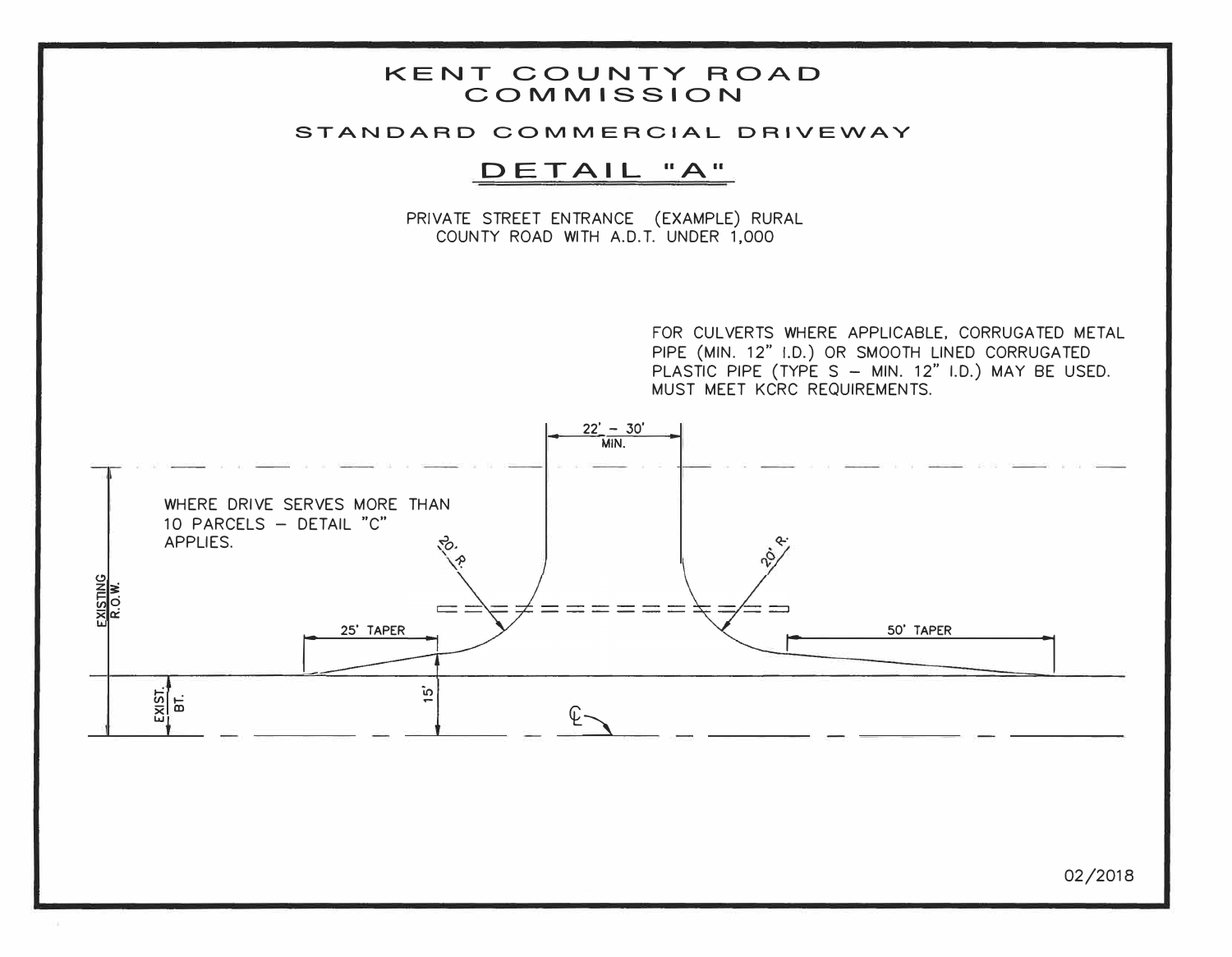# KENT COUNTY ROAD COMMISSION

## STANDARD COMMERCIAL DRIVEWAY

### DETAIL "A"

PRIVATE STREET ENTRANCE (EXAMPLE) RURAL
COUNTY ROAD WITH A.D.T. UNDER 1,000

FOR CULVERTS WHERE APPLICABLE, CORRUGATED METAL PIPE (MIN. 12" I.D.) OR SMOOTH LINED CORRUGATED PLASTIC PIPE (TYPE S – MIN. 12" I.D.) MAY BE USED. MUST MEET KCRC REQUIREMENTS.

22' – 30' MIN.

WHERE DRIVE SERVES MORE THAN 10 PARCELS – DETAIL "C" APPLIES.

20' R.

20' R.

EXISTING R.O.W.

25' TAPER

50' TAPER

EXIST. BT.

15'

℄

02/2018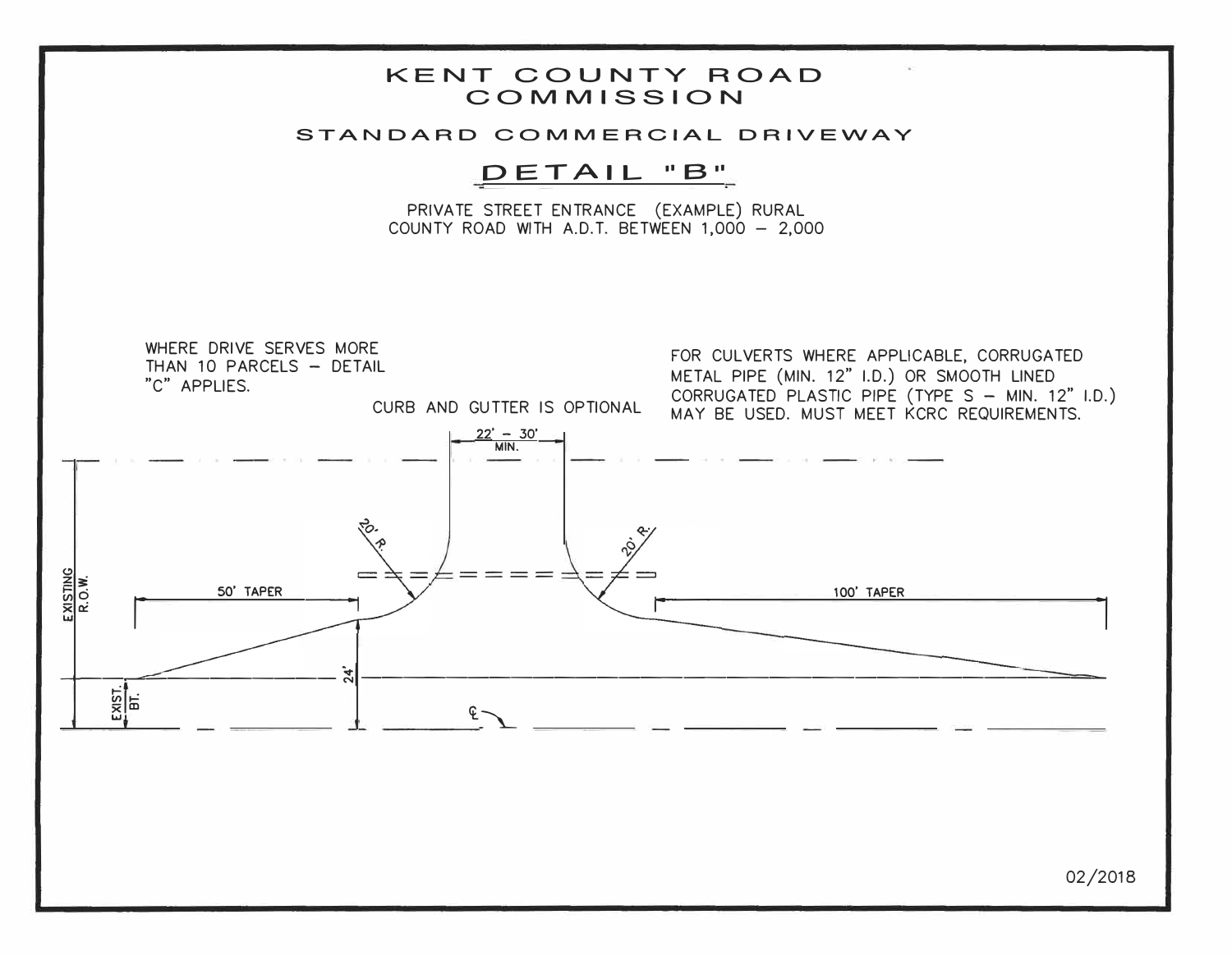# KENT COUNTY ROAD COMMISSION

## STANDARD COMMERCIAL DRIVEWAY

## DETAIL "B"

PRIVATE STREET ENTRANCE (EXAMPLE) RURAL
COUNTY ROAD WITH A.D.T. BETWEEN 1,000 – 2,000

WHERE DRIVE SERVES MORE THAN 10 PARCELS – DETAIL "C" APPLIES.

CURB AND GUTTER IS OPTIONAL

FOR CULVERTS WHERE APPLICABLE, CORRUGATED METAL PIPE (MIN. 12" I.D.) OR SMOOTH LINED CORRUGATED PLASTIC PIPE (TYPE S – MIN. 12" I.D.) MAY BE USED. MUST MEET KCRC REQUIREMENTS.

22' – 30' MIN.

20' R.

20' R.

50' TAPER

100' TAPER

EXISTING R.O.W.

24'

EXIST. BT.

℄

02/2018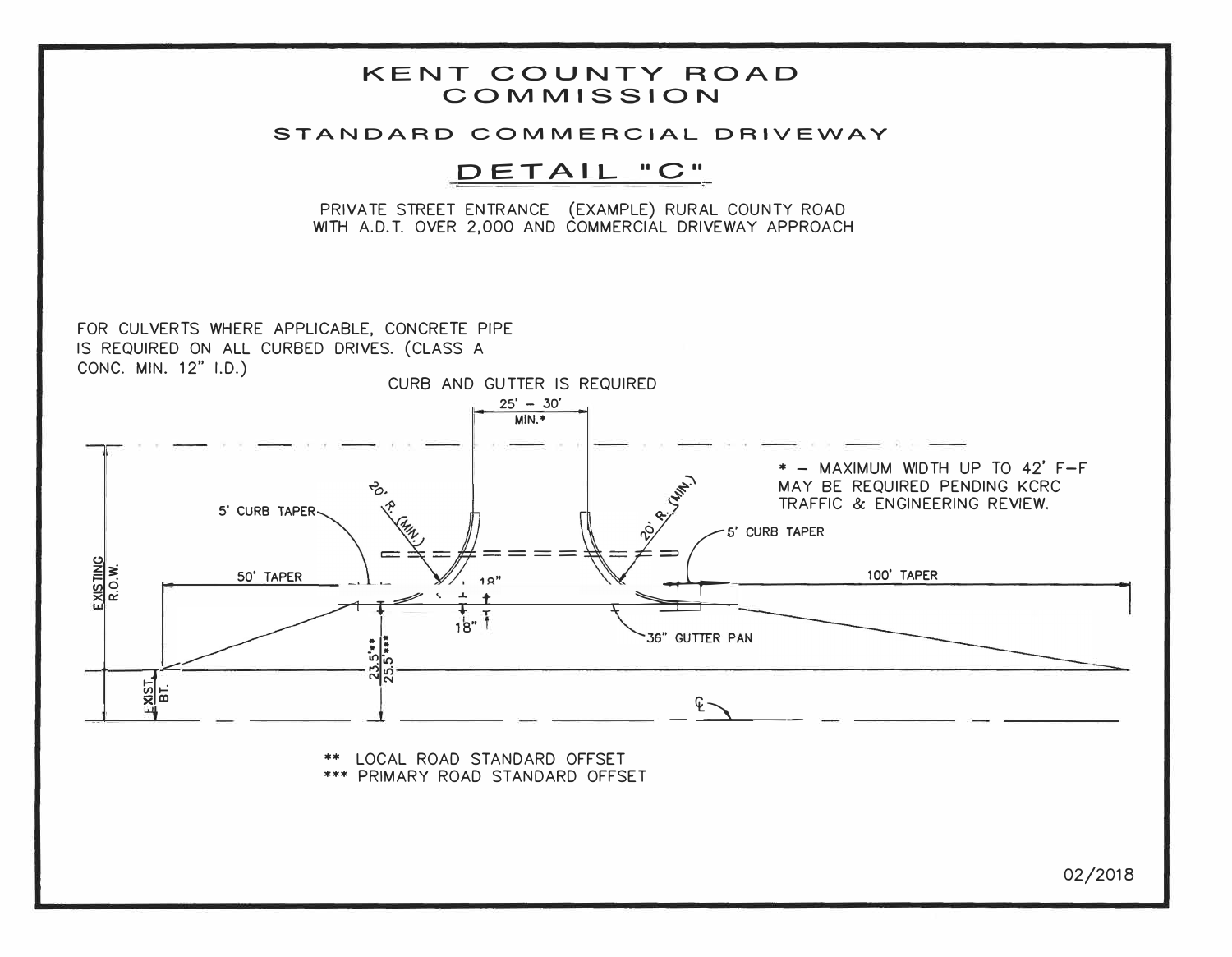# KENT COUNTY ROAD COMMISSION

## STANDARD COMMERCIAL DRIVEWAY

## DETAIL "C"

PRIVATE STREET ENTRANCE (EXAMPLE) RURAL COUNTY ROAD WITH A.D.T. OVER 2,000 AND COMMERCIAL DRIVEWAY APPROACH

FOR CULVERTS WHERE APPLICABLE, CONCRETE PIPE IS REQUIRED ON ALL CURBED DRIVES. (CLASS A CONC. MIN. 12" I.D.)

CURB AND GUTTER IS REQUIRED

25' – 30' MIN.*

* – MAXIMUM WIDTH UP TO 42' F–F MAY BE REQUIRED PENDING KCRC TRAFFIC & ENGINEERING REVIEW.

5' CURB TAPER

20' R. (MIN.)

20' R. (MIN.)

5' CURB TAPER

50' TAPER

18"

18"

100' TAPER

36" GUTTER PAN

EXISTING R.O.W.

EXIST. BT.

23.5'**

25.5'***

℄

** LOCAL ROAD STANDARD OFFSET

*** PRIMARY ROAD STANDARD OFFSET

02/2018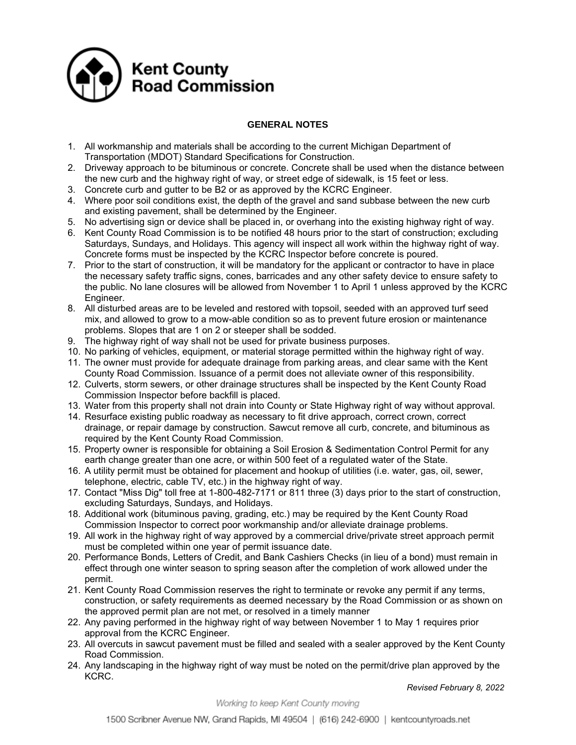# Kent County Road Commission

## GENERAL NOTES

1. All workmanship and materials shall be according to the current Michigan Department of Transportation (MDOT) Standard Specifications for Construction.
2. Driveway approach to be bituminous or concrete. Concrete shall be used when the distance between the new curb and the highway right of way, or street edge of sidewalk, is 15 feet or less.
3. Concrete curb and gutter to be B2 or as approved by the KCRC Engineer.
4. Where poor soil conditions exist, the depth of the gravel and sand subbase between the new curb and existing pavement, shall be determined by the Engineer.
5. No advertising sign or device shall be placed in, or overhang into the existing highway right of way.
6. Kent County Road Commission is to be notified 48 hours prior to the start of construction; excluding Saturdays, Sundays, and Holidays. This agency will inspect all work within the highway right of way. Concrete forms must be inspected by the KCRC Inspector before concrete is poured.
7. Prior to the start of construction, it will be mandatory for the applicant or contractor to have in place the necessary safety traffic signs, cones, barricades and any other safety device to ensure safety to the public. No lane closures will be allowed from November 1 to April 1 unless approved by the KCRC Engineer.
8. All disturbed areas are to be leveled and restored with topsoil, seeded with an approved turf seed mix, and allowed to grow to a mow-able condition so as to prevent future erosion or maintenance problems. Slopes that are 1 on 2 or steeper shall be sodded.
9. The highway right of way shall not be used for private business purposes.
10. No parking of vehicles, equipment, or material storage permitted within the highway right of way.
11. The owner must provide for adequate drainage from parking areas, and clear same with the Kent County Road Commission. Issuance of a permit does not alleviate owner of this responsibility.
12. Culverts, storm sewers, or other drainage structures shall be inspected by the Kent County Road Commission Inspector before backfill is placed.
13. Water from this property shall not drain into County or State Highway right of way without approval.
14. Resurface existing public roadway as necessary to fit drive approach, correct crown, correct drainage, or repair damage by construction. Sawcut remove all curb, concrete, and bituminous as required by the Kent County Road Commission.
15. Property owner is responsible for obtaining a Soil Erosion & Sedimentation Control Permit for any earth change greater than one acre, or within 500 feet of a regulated water of the State.
16. A utility permit must be obtained for placement and hookup of utilities (i.e. water, gas, oil, sewer, telephone, electric, cable TV, etc.) in the highway right of way.
17. Contact "Miss Dig" toll free at 1-800-482-7171 or 811 three (3) days prior to the start of construction, excluding Saturdays, Sundays, and Holidays.
18. Additional work (bituminous paving, grading, etc.) may be required by the Kent County Road Commission Inspector to correct poor workmanship and/or alleviate drainage problems.
19. All work in the highway right of way approved by a commercial drive/private street approach permit must be completed within one year of permit issuance date.
20. Performance Bonds, Letters of Credit, and Bank Cashiers Checks (in lieu of a bond) must remain in effect through one winter season to spring season after the completion of work allowed under the permit.
21. Kent County Road Commission reserves the right to terminate or revoke any permit if any terms, construction, or safety requirements as deemed necessary by the Road Commission or as shown on the approved permit plan are not met, or resolved in a timely manner
22. Any paving performed in the highway right of way between November 1 to May 1 requires prior approval from the KCRC Engineer.
23. All overcuts in sawcut pavement must be filled and sealed with a sealer approved by the Kent County Road Commission.
24. Any landscaping in the highway right of way must be noted on the permit/drive plan approved by the KCRC.

*Revised February 8, 2022*

*Working to keep Kent County moving*

1500 Scribner Avenue NW, Grand Rapids, MI 49504 | (616) 242-6900 | kentcountyroads.net